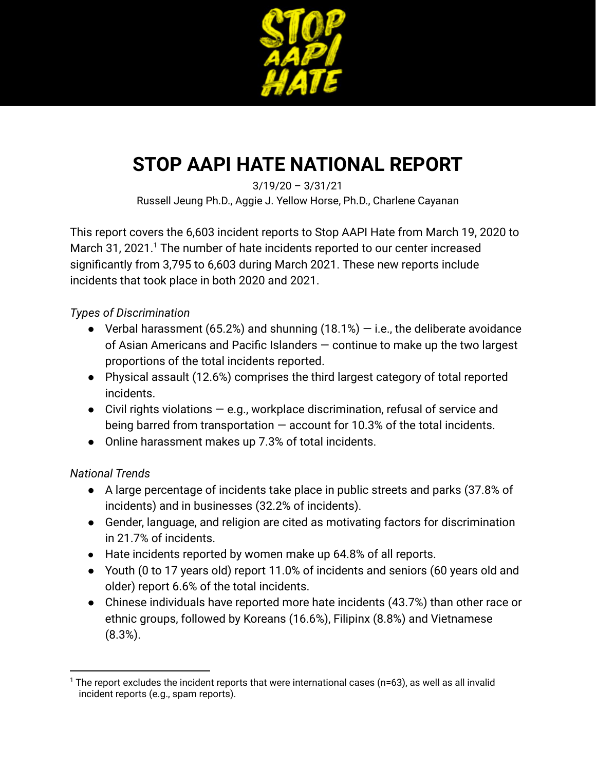# STOP AAPI HATE NATIONAL REPORT

3/19/20 – 3/31/21

Russell Jeung Ph.D., Aggie J. Yellow Horse, Ph.D., Charlene Cayanan

This report covers the 6,603 incident reports to Stop AAPI Hate from March 19, 2020 to March 31, 2021.[1] The number of hate incidents reported to our center increased significantly from 3,795 to 6,603 during March 2021. These new reports include incidents that took place in both 2020 and 2021.

*Types of Discrimination*

- Verbal harassment (65.2%) and shunning (18.1%) — i.e., the deliberate avoidance of Asian Americans and Pacific Islanders — continue to make up the two largest proportions of the total incidents reported.
- Physical assault (12.6%) comprises the third largest category of total reported incidents.
- Civil rights violations — e.g., workplace discrimination, refusal of service and being barred from transportation — account for 10.3% of the total incidents.
- Online harassment makes up 7.3% of total incidents.

*National Trends*

- A large percentage of incidents take place in public streets and parks (37.8% of incidents) and in businesses (32.2% of incidents).
- Gender, language, and religion are cited as motivating factors for discrimination in 21.7% of incidents.
- Hate incidents reported by women make up 64.8% of all reports.
- Youth (0 to 17 years old) report 11.0% of incidents and seniors (60 years old and older) report 6.6% of the total incidents.
- Chinese individuals have reported more hate incidents (43.7%) than other race or ethnic groups, followed by Koreans (16.6%), Filipinx (8.8%) and Vietnamese (8.3%).

[1] The report excludes the incident reports that were international cases (n=63), as well as all invalid incident reports (e.g., spam reports).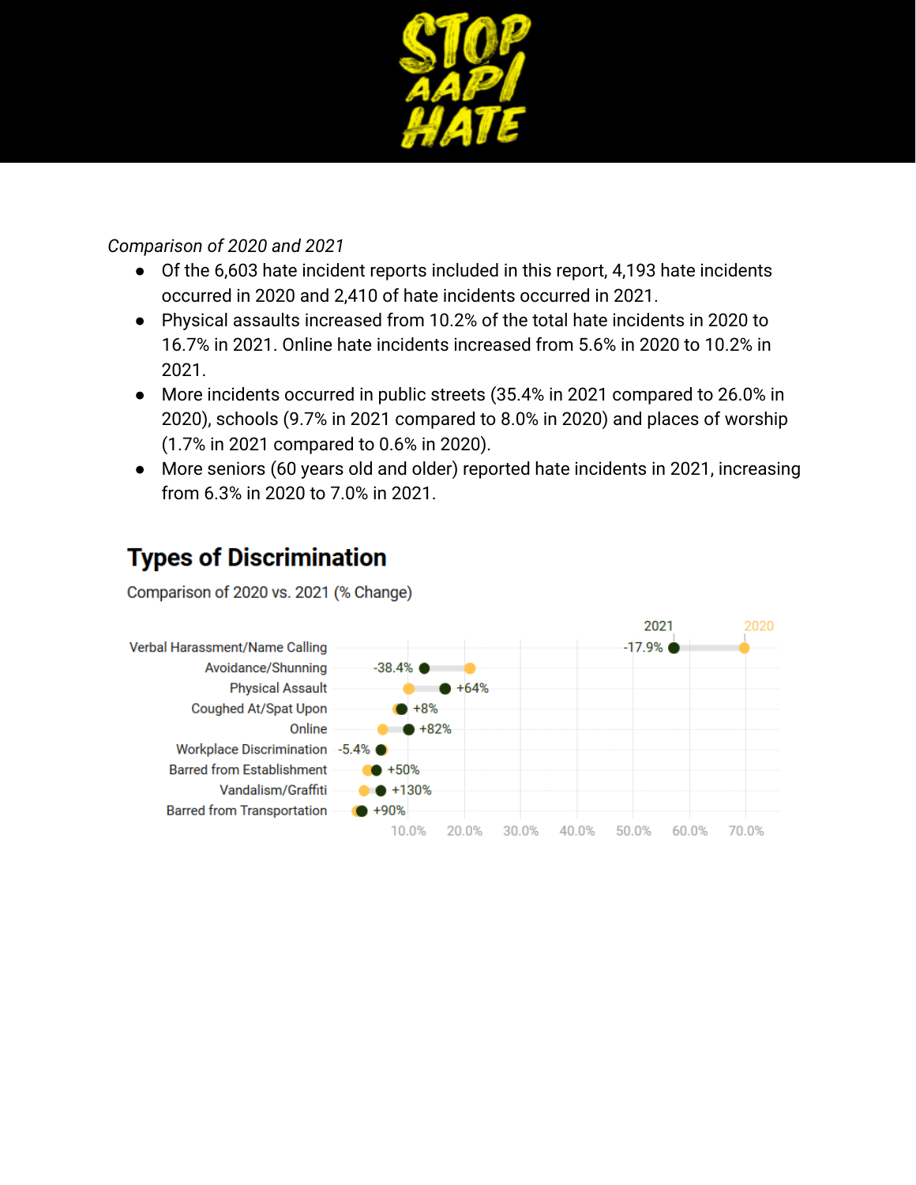*Comparison of 2020 and 2021*

- Of the 6,603 hate incident reports included in this report, 4,193 hate incidents occurred in 2020 and 2,410 of hate incidents occurred in 2021.
- Physical assaults increased from 10.2% of the total hate incidents in 2020 to 16.7% in 2021. Online hate incidents increased from 5.6% in 2020 to 10.2% in 2021.
- More incidents occurred in public streets (35.4% in 2021 compared to 26.0% in 2020), schools (9.7% in 2021 compared to 8.0% in 2020) and places of worship (1.7% in 2021 compared to 0.6% in 2020).
- More seniors (60 years old and older) reported hate incidents in 2021, increasing from 6.3% in 2020 to 7.0% in 2021.

## Types of Discrimination

Comparison of 2020 vs. 2021 (% Change)

| Type | % Change (2020 to 2021) |
| --- | --- |
| Verbal Harassment/Name Calling | -17.9% |
| Avoidance/Shunning | -38.4% |
| Physical Assault | +64% |
| Coughed At/Spat Upon | +8% |
| Online | +82% |
| Workplace Discrimination | -5.4% |
| Barred from Establishment | +50% |
| Vandalism/Graffiti | +130% |
| Barred from Transportation | +90% |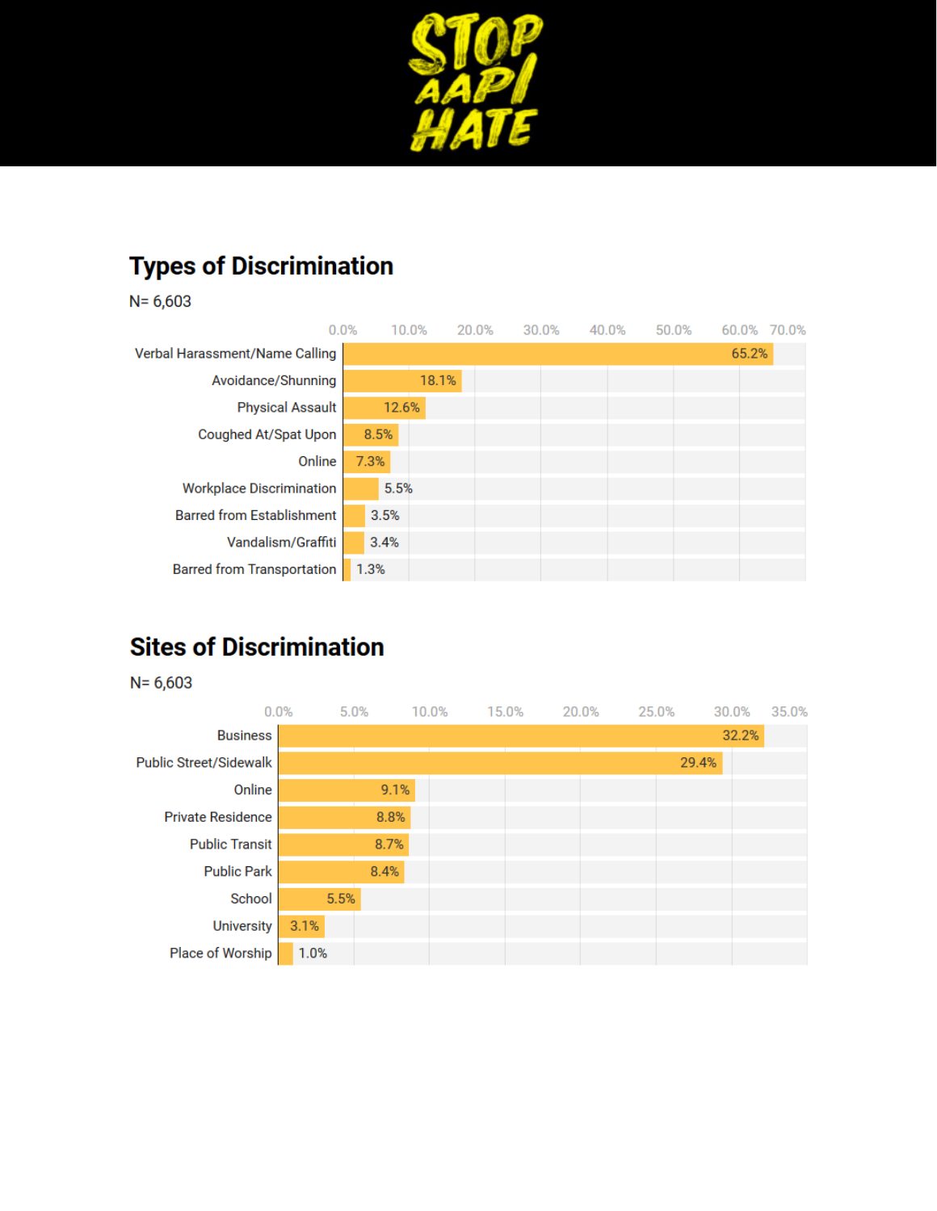# STOP AAPI HATE

## Types of Discrimination

N= 6,603

| Type | Percentage |
| --- | --- |
| Verbal Harassment/Name Calling | 65.2% |
| Avoidance/Shunning | 18.1% |
| Physical Assault | 12.6% |
| Coughed At/Spat Upon | 8.5% |
| Online | 7.3% |
| Workplace Discrimination | 5.5% |
| Barred from Establishment | 3.5% |
| Vandalism/Graffiti | 3.4% |
| Barred from Transportation | 1.3% |

## Sites of Discrimination

N= 6,603

| Site | Percentage |
| --- | --- |
| Business | 32.2% |
| Public Street/Sidewalk | 29.4% |
| Online | 9.1% |
| Private Residence | 8.8% |
| Public Transit | 8.7% |
| Public Park | 8.4% |
| School | 5.5% |
| University | 3.1% |
| Place of Worship | 1.0% |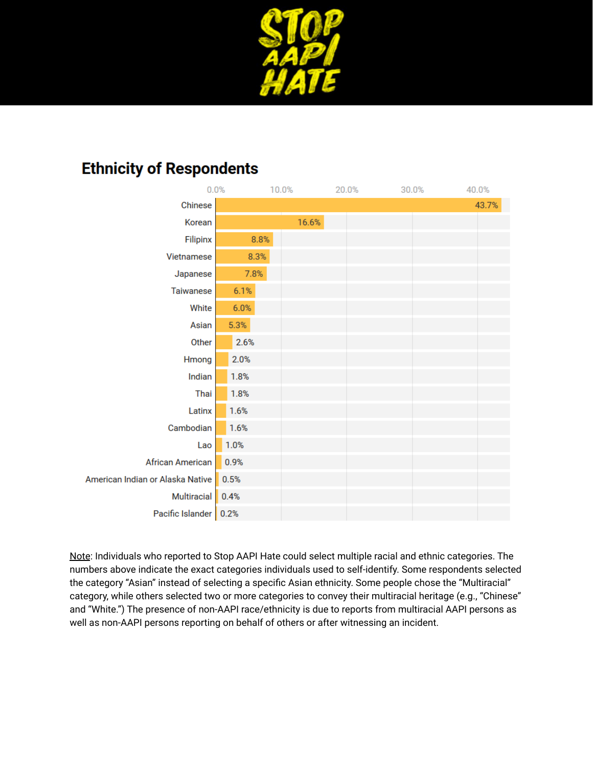## Ethnicity of Respondents

| Ethnicity | Percentage |
|---|---|
| Chinese | 43.7% |
| Korean | 16.6% |
| Filipinx | 8.8% |
| Vietnamese | 8.3% |
| Japanese | 7.8% |
| Taiwanese | 6.1% |
| White | 6.0% |
| Asian | 5.3% |
| Other | 2.6% |
| Hmong | 2.0% |
| Indian | 1.8% |
| Thai | 1.8% |
| Latinx | 1.6% |
| Cambodian | 1.6% |
| Lao | 1.0% |
| African American | 0.9% |
| American Indian or Alaska Native | 0.5% |
| Multiracial | 0.4% |
| Pacific Islander | 0.2% |

Note: Individuals who reported to Stop AAPI Hate could select multiple racial and ethnic categories. The numbers above indicate the exact categories individuals used to self-identify. Some respondents selected the category "Asian" instead of selecting a specific Asian ethnicity. Some people chose the "Multiracial" category, while others selected two or more categories to convey their multiracial heritage (e.g., "Chinese" and "White.") The presence of non-AAPI race/ethnicity is due to reports from multiracial AAPI persons as well as non-AAPI persons reporting on behalf of others or after witnessing an incident.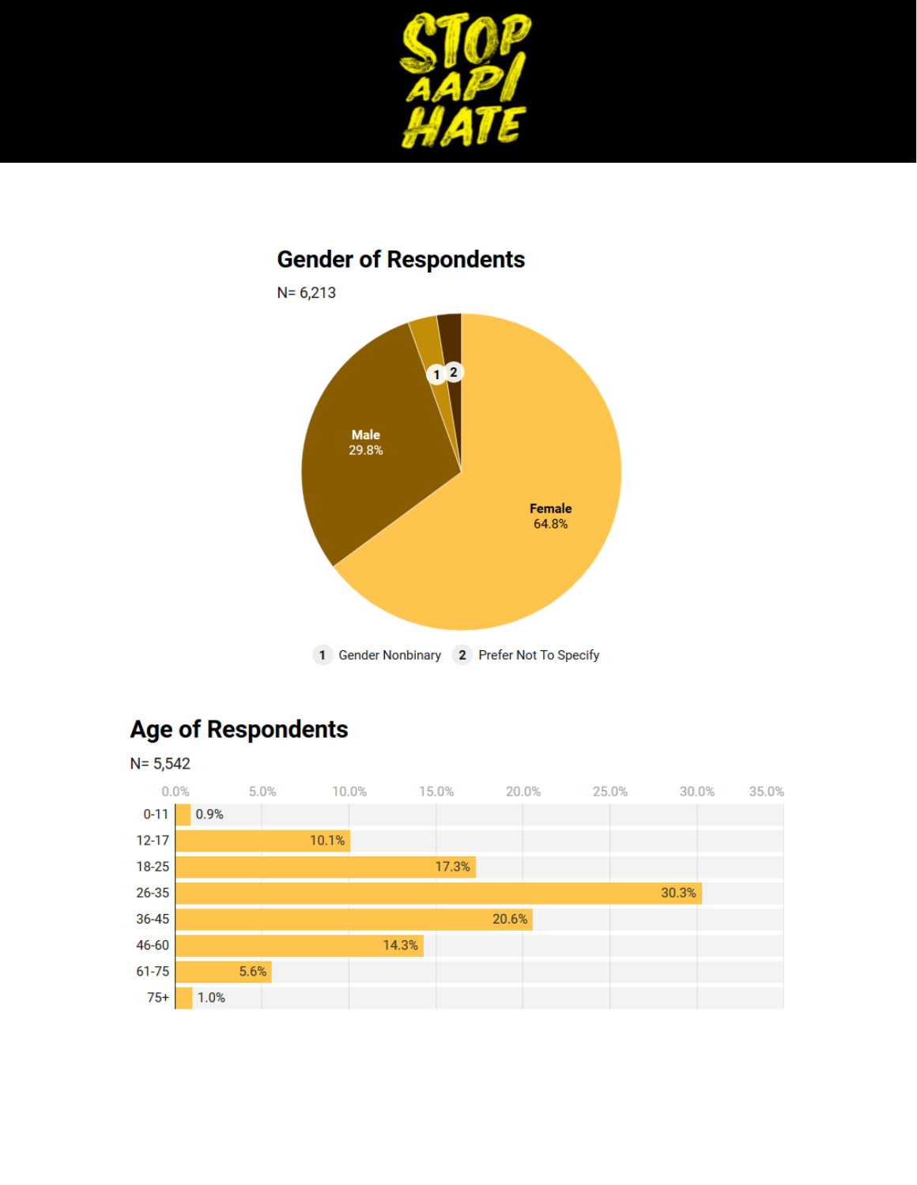## Gender of Respondents

N= 6,213

| Gender | Percentage |
|---|---|
| Female | 64.8% |
| Male | 29.8% |
| 1 Gender Nonbinary | |
| 2 Prefer Not To Specify | |

## Age of Respondents

N= 5,542

| Age | Percentage |
|---|---|
| 0-11 | 0.9% |
| 12-17 | 10.1% |
| 18-25 | 17.3% |
| 26-35 | 30.3% |
| 36-45 | 20.6% |
| 46-60 | 14.3% |
| 61-75 | 5.6% |
| 75+ | 1.0% |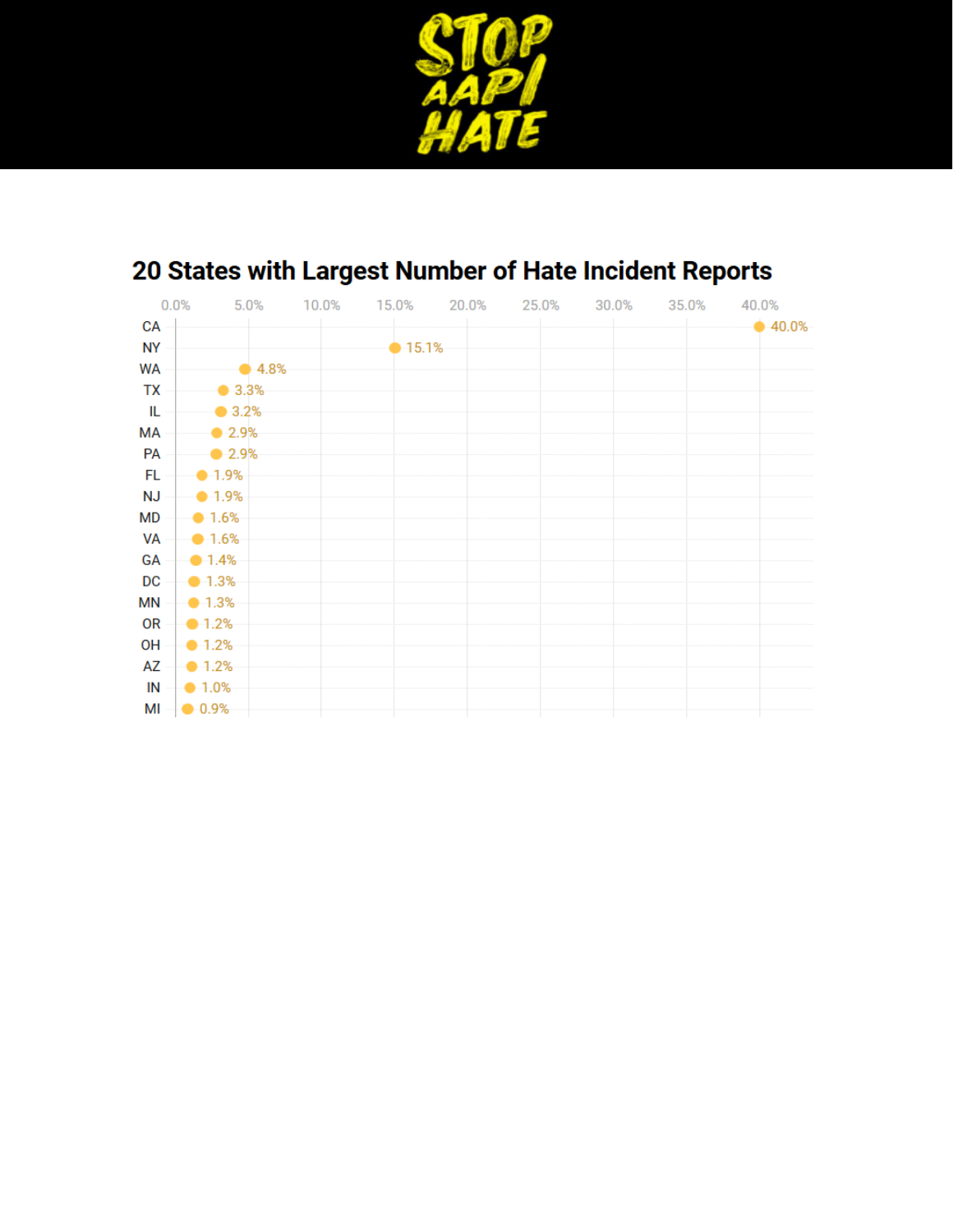## 20 States with Largest Number of Hate Incident Reports

| State | Percentage |
|---|---|
| CA | 40.0% |
| NY | 15.1% |
| WA | 4.8% |
| TX | 3.3% |
| IL | 3.2% |
| MA | 2.9% |
| PA | 2.9% |
| FL | 1.9% |
| NJ | 1.9% |
| MD | 1.6% |
| VA | 1.6% |
| GA | 1.4% |
| DC | 1.3% |
| MN | 1.3% |
| OR | 1.2% |
| OH | 1.2% |
| AZ | 1.2% |
| IN | 1.0% |
| MI | 0.9% |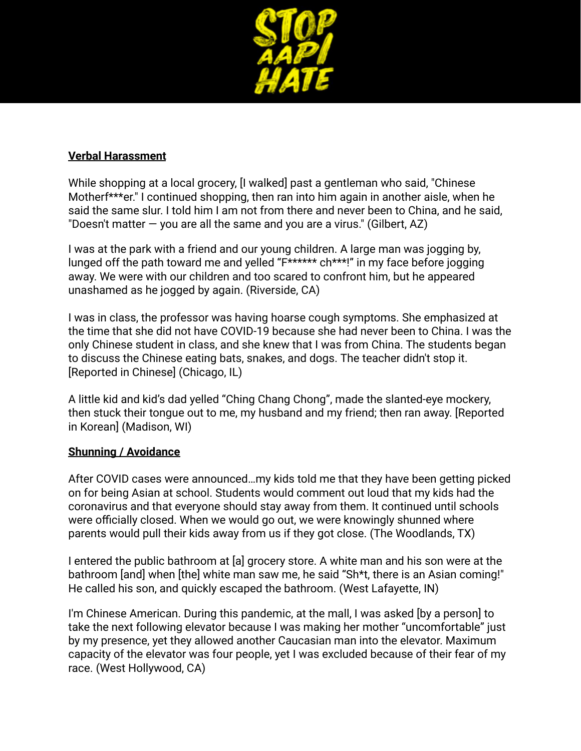**Verbal Harassment**

While shopping at a local grocery, [I walked] past a gentleman who said, "Chinese Motherf***er." I continued shopping, then ran into him again in another aisle, when he said the same slur. I told him I am not from there and never been to China, and he said, "Doesn't matter — you are all the same and you are a virus." (Gilbert, AZ)

I was at the park with a friend and our young children. A large man was jogging by, lunged off the path toward me and yelled "F****** ch***!" in my face before jogging away. We were with our children and too scared to confront him, but he appeared unashamed as he jogged by again. (Riverside, CA)

I was in class, the professor was having hoarse cough symptoms. She emphasized at the time that she did not have COVID-19 because she had never been to China. I was the only Chinese student in class, and she knew that I was from China. The students began to discuss the Chinese eating bats, snakes, and dogs. The teacher didn't stop it. [Reported in Chinese] (Chicago, IL)

A little kid and kid's dad yelled "Ching Chang Chong", made the slanted-eye mockery, then stuck their tongue out to me, my husband and my friend; then ran away. [Reported in Korean] (Madison, WI)

**Shunning / Avoidance**

After COVID cases were announced…my kids told me that they have been getting picked on for being Asian at school. Students would comment out loud that my kids had the coronavirus and that everyone should stay away from them. It continued until schools were officially closed. When we would go out, we were knowingly shunned where parents would pull their kids away from us if they got close. (The Woodlands, TX)

I entered the public bathroom at [a] grocery store. A white man and his son were at the bathroom [and] when [the] white man saw me, he said "Sh*t, there is an Asian coming!" He called his son, and quickly escaped the bathroom. (West Lafayette, IN)

I'm Chinese American. During this pandemic, at the mall, I was asked [by a person] to take the next following elevator because I was making her mother "uncomfortable" just by my presence, yet they allowed another Caucasian man into the elevator. Maximum capacity of the elevator was four people, yet I was excluded because of their fear of my race. (West Hollywood, CA)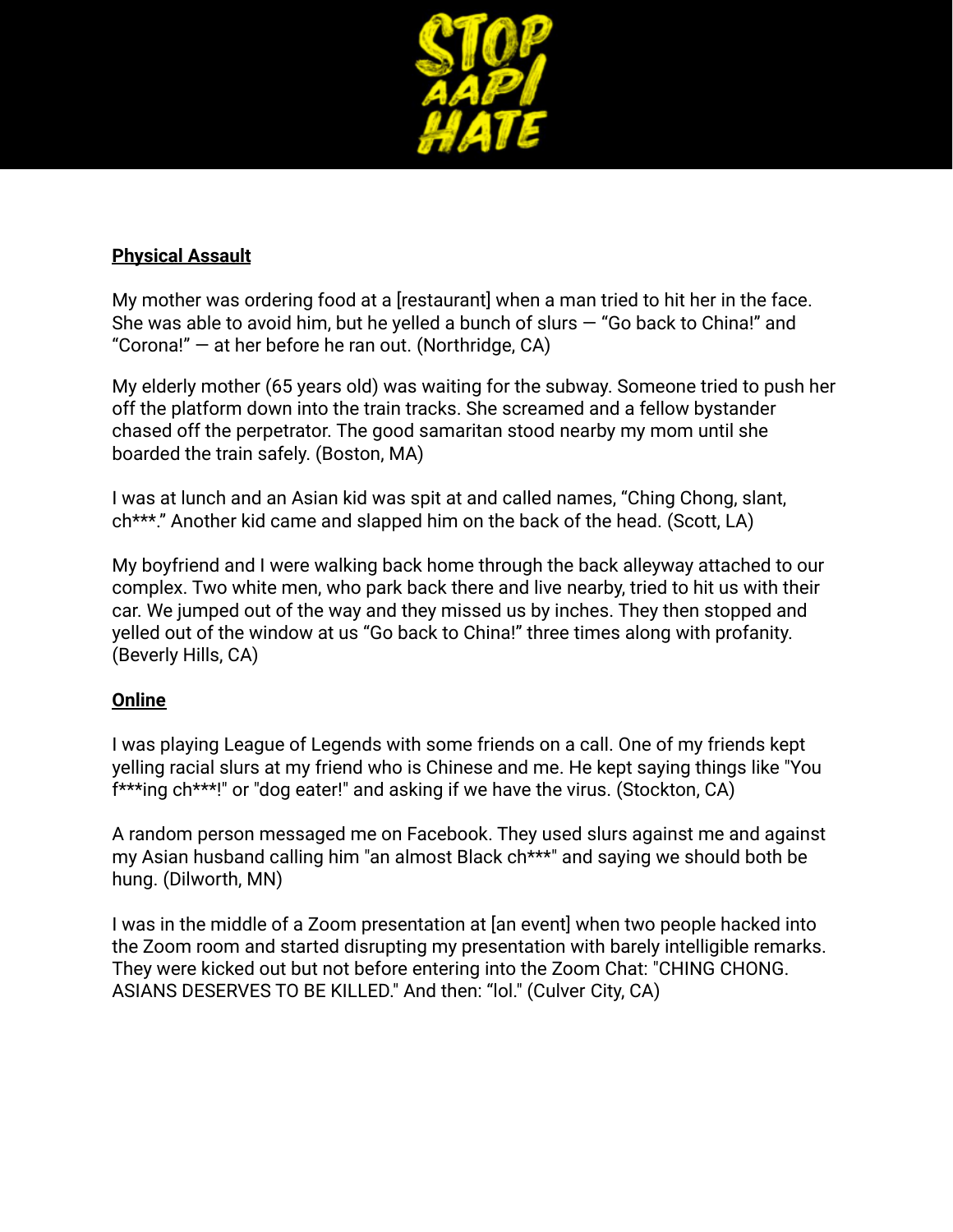**Physical Assault**

My mother was ordering food at a [restaurant] when a man tried to hit her in the face. She was able to avoid him, but he yelled a bunch of slurs — "Go back to China!" and "Corona!" — at her before he ran out. (Northridge, CA)

My elderly mother (65 years old) was waiting for the subway. Someone tried to push her off the platform down into the train tracks. She screamed and a fellow bystander chased off the perpetrator. The good samaritan stood nearby my mom until she boarded the train safely. (Boston, MA)

I was at lunch and an Asian kid was spit at and called names, "Ching Chong, slant, ch***." Another kid came and slapped him on the back of the head. (Scott, LA)

My boyfriend and I were walking back home through the back alleyway attached to our complex. Two white men, who park back there and live nearby, tried to hit us with their car. We jumped out of the way and they missed us by inches. They then stopped and yelled out of the window at us "Go back to China!" three times along with profanity. (Beverly Hills, CA)

**Online**

I was playing League of Legends with some friends on a call. One of my friends kept yelling racial slurs at my friend who is Chinese and me. He kept saying things like "You f***ing ch***!" or "dog eater!" and asking if we have the virus. (Stockton, CA)

A random person messaged me on Facebook. They used slurs against me and against my Asian husband calling him "an almost Black ch***" and saying we should both be hung. (Dilworth, MN)

I was in the middle of a Zoom presentation at [an event] when two people hacked into the Zoom room and started disrupting my presentation with barely intelligible remarks. They were kicked out but not before entering into the Zoom Chat: "CHING CHONG. ASIANS DESERVES TO BE KILLED." And then: "lol." (Culver City, CA)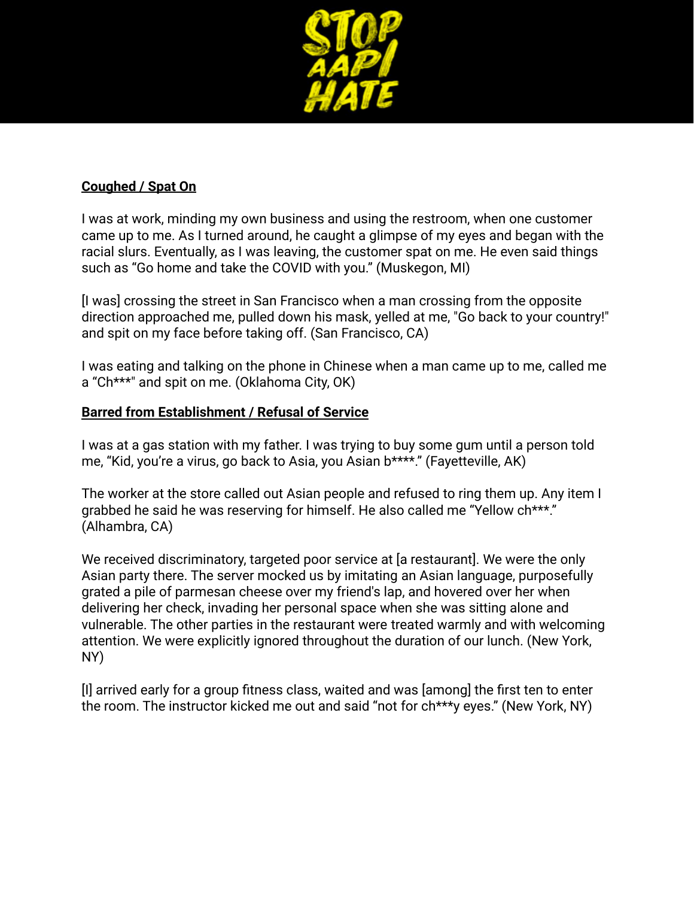**Coughed / Spat On**

I was at work, minding my own business and using the restroom, when one customer came up to me. As I turned around, he caught a glimpse of my eyes and began with the racial slurs. Eventually, as I was leaving, the customer spat on me. He even said things such as "Go home and take the COVID with you." (Muskegon, MI)

[I was] crossing the street in San Francisco when a man crossing from the opposite direction approached me, pulled down his mask, yelled at me, "Go back to your country!" and spit on my face before taking off. (San Francisco, CA)

I was eating and talking on the phone in Chinese when a man came up to me, called me a "Ch***" and spit on me. (Oklahoma City, OK)

**Barred from Establishment / Refusal of Service**

I was at a gas station with my father. I was trying to buy some gum until a person told me, "Kid, you're a virus, go back to Asia, you Asian b****." (Fayetteville, AK)

The worker at the store called out Asian people and refused to ring them up. Any item I grabbed he said he was reserving for himself. He also called me "Yellow ch***." (Alhambra, CA)

We received discriminatory, targeted poor service at [a restaurant]. We were the only Asian party there. The server mocked us by imitating an Asian language, purposefully grated a pile of parmesan cheese over my friend's lap, and hovered over her when delivering her check, invading her personal space when she was sitting alone and vulnerable. The other parties in the restaurant were treated warmly and with welcoming attention. We were explicitly ignored throughout the duration of our lunch. (New York, NY)

[I] arrived early for a group fitness class, waited and was [among] the first ten to enter the room. The instructor kicked me out and said "not for ch***y eyes." (New York, NY)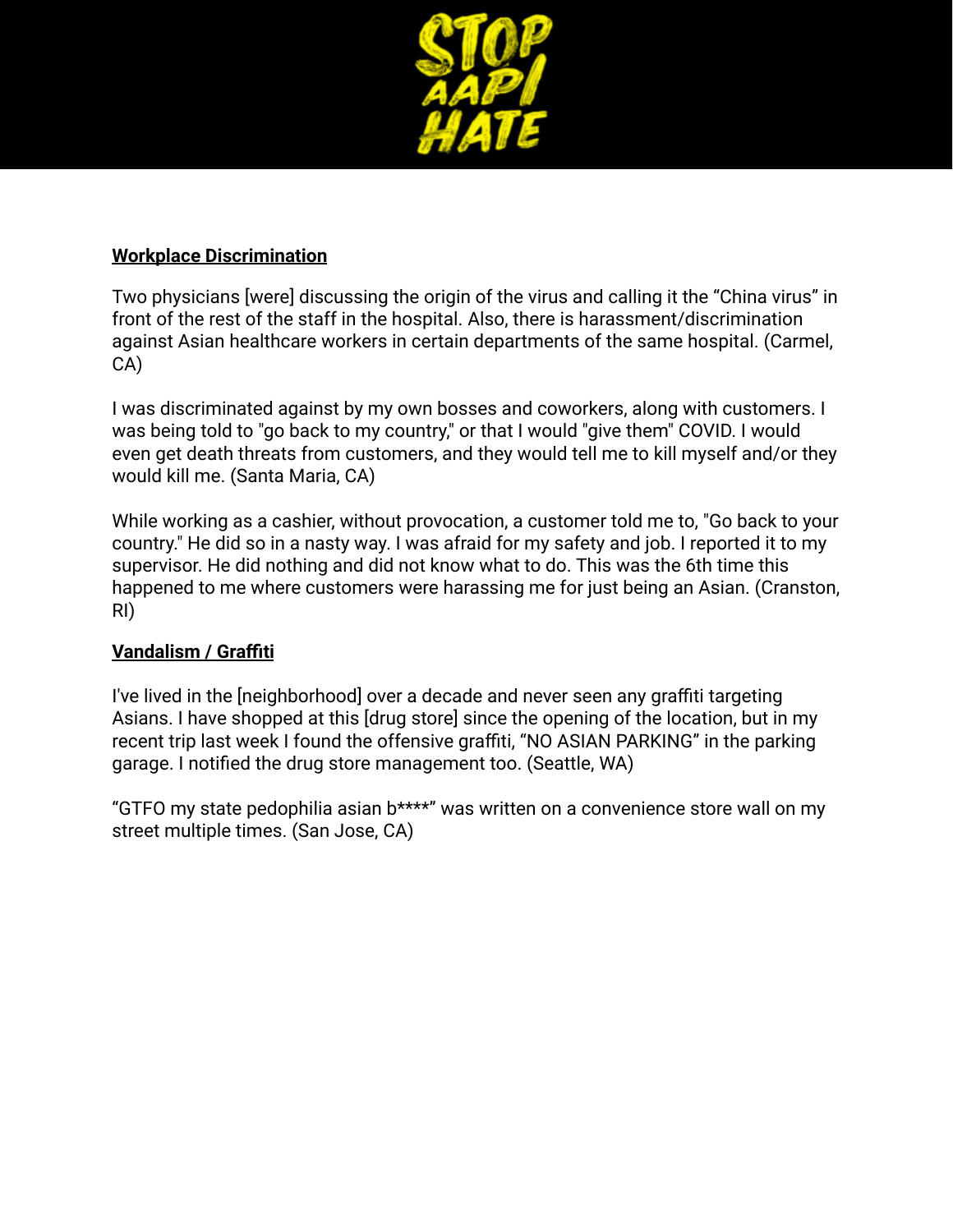**Workplace Discrimination**

Two physicians [were] discussing the origin of the virus and calling it the "China virus" in front of the rest of the staff in the hospital. Also, there is harassment/discrimination against Asian healthcare workers in certain departments of the same hospital. (Carmel, CA)

I was discriminated against by my own bosses and coworkers, along with customers. I was being told to "go back to my country," or that I would "give them" COVID. I would even get death threats from customers, and they would tell me to kill myself and/or they would kill me. (Santa Maria, CA)

While working as a cashier, without provocation, a customer told me to, "Go back to your country." He did so in a nasty way. I was afraid for my safety and job. I reported it to my supervisor. He did nothing and did not know what to do. This was the 6th time this happened to me where customers were harassing me for just being an Asian. (Cranston, RI)

**Vandalism / Graffiti**

I've lived in the [neighborhood] over a decade and never seen any graffiti targeting Asians. I have shopped at this [drug store] since the opening of the location, but in my recent trip last week I found the offensive graffiti, "NO ASIAN PARKING" in the parking garage. I notified the drug store management too. (Seattle, WA)

"GTFO my state pedophilia asian b****" was written on a convenience store wall on my street multiple times. (San Jose, CA)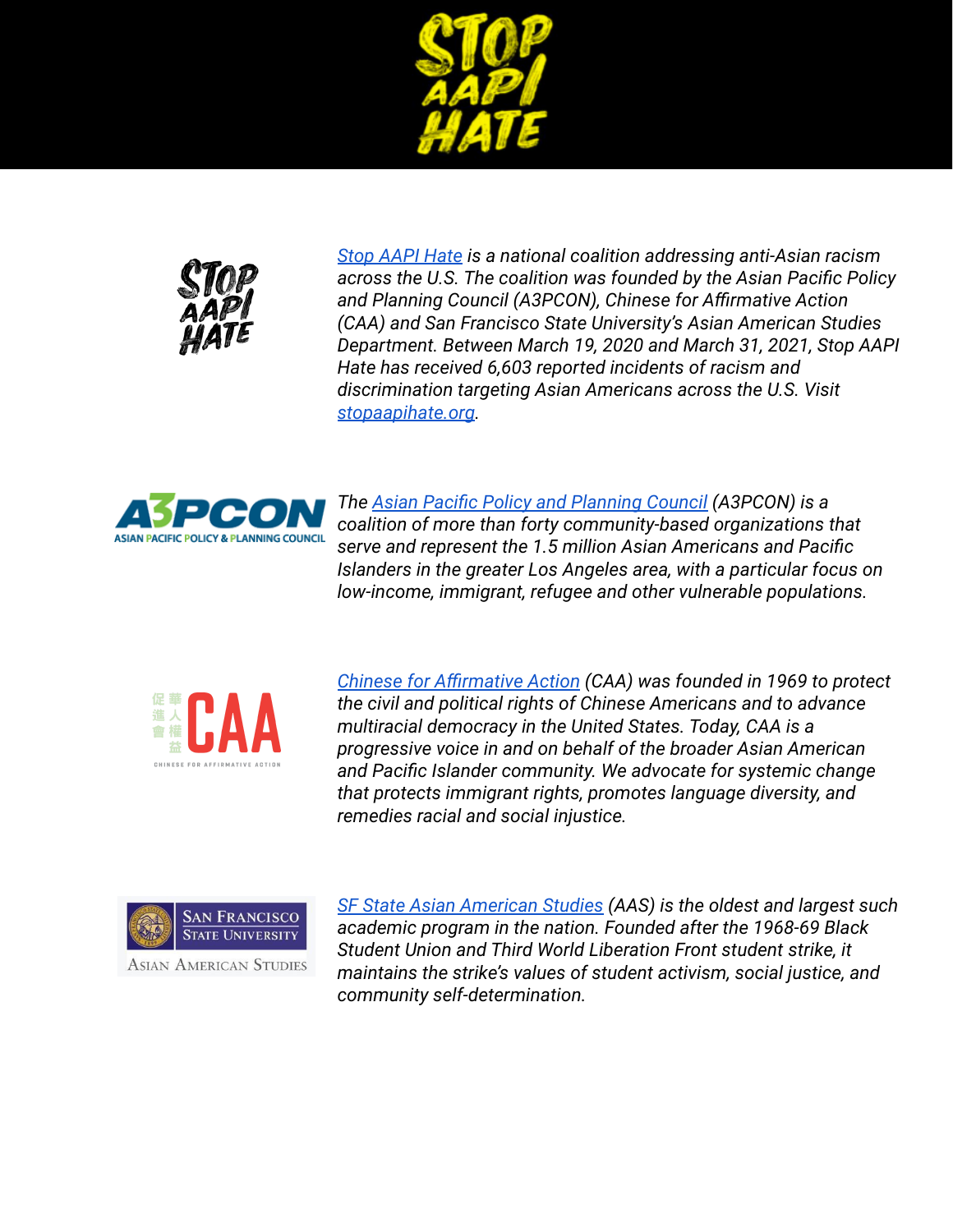*[Stop AAPI Hate](#) is a national coalition addressing anti-Asian racism across the U.S. The coalition was founded by the Asian Pacific Policy and Planning Council (A3PCON), Chinese for Affirmative Action (CAA) and San Francisco State University's Asian American Studies Department. Between March 19, 2020 and March 31, 2021, Stop AAPI Hate has received 6,603 reported incidents of racism and discrimination targeting Asian Americans across the U.S. Visit [stopaapihate.org](#).*

*The [Asian Pacific Policy and Planning Council](#) (A3PCON) is a coalition of more than forty community-based organizations that serve and represent the 1.5 million Asian Americans and Pacific Islanders in the greater Los Angeles area, with a particular focus on low-income, immigrant, refugee and other vulnerable populations.*

*[Chinese for Affirmative Action](#) (CAA) was founded in 1969 to protect the civil and political rights of Chinese Americans and to advance multiracial democracy in the United States. Today, CAA is a progressive voice in and on behalf of the broader Asian American and Pacific Islander community. We advocate for systemic change that protects immigrant rights, promotes language diversity, and remedies racial and social injustice.*

*[SF State Asian American Studies](#) (AAS) is the oldest and largest such academic program in the nation. Founded after the 1968-69 Black Student Union and Third World Liberation Front student strike, it maintains the strike's values of student activism, social justice, and community self-determination.*